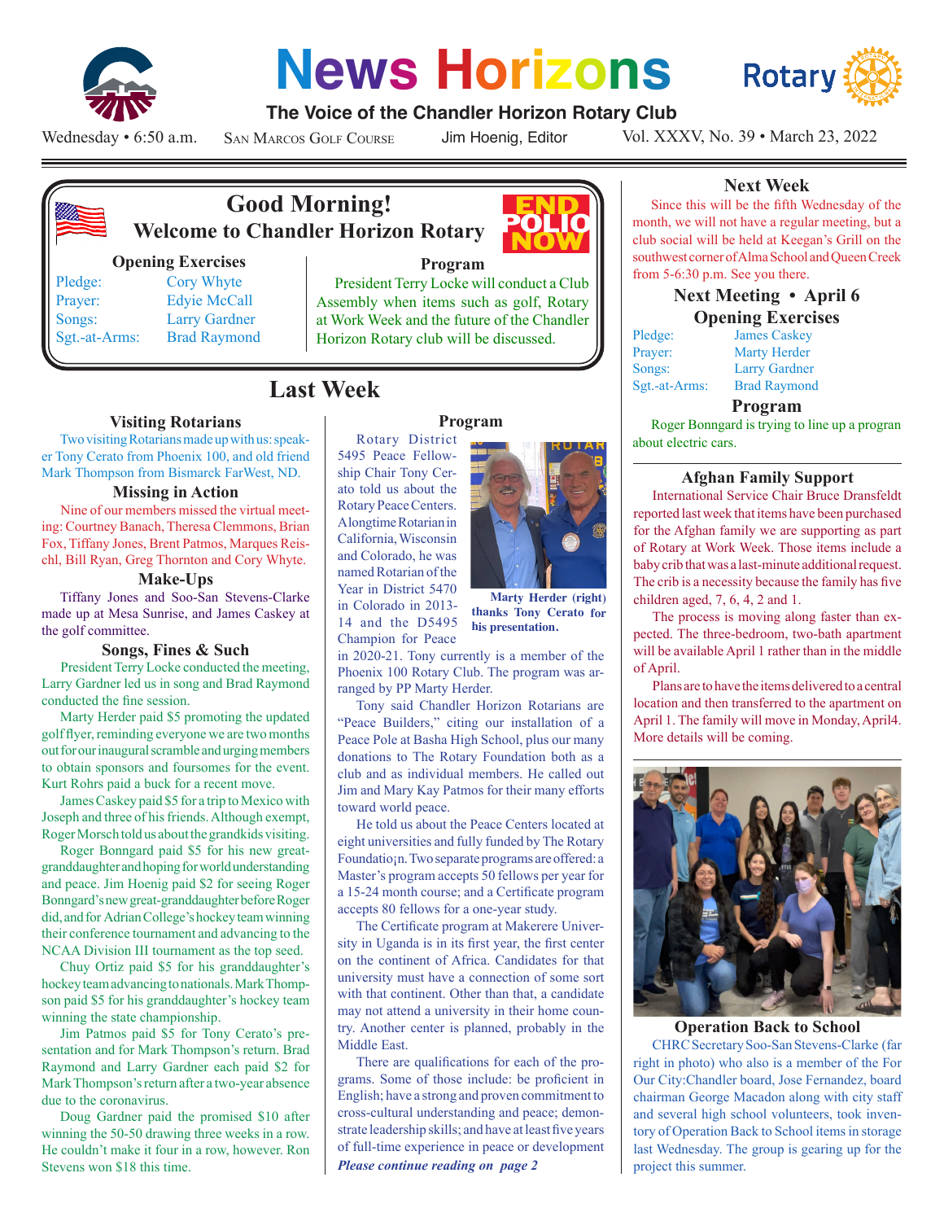# News Horizons

**The Voice of the Chandler Horizon Rotary Club**

Wednesday • 6:50 a.m. San Marcos Golf Course Jim Hoenig, Editor Vol. XXXV, No. 39 • March 23, 2022

## Good Morning! Welcome to Chandler Horizon Rotary

END POLIO NOW

### Opening Exercises

| | |
|---|---|
| Pledge: | Cory Whyte |
| Prayer: | Edyie McCall |
| Songs: | Larry Gardner |
| Sgt.-at-Arms: | Brad Raymond |

### Program

President Terry Locke will conduct a Club Assembly when items such as golf, Rotary at Work Week and the future of the Chandler Horizon Rotary club will be discussed.

## Last Week

### Visiting Rotarians

Two visiting Rotarians made up with us: speaker Tony Cerato from Phoenix 100, and old friend Mark Thompson from Bismarck FarWest, ND.

### Missing in Action

Nine of our members missed the virtual meeting: Courtney Banach, Theresa Clemmons, Brian Fox, Tiffany Jones, Brent Patmos, Marques Reischl, Bill Ryan, Greg Thornton and Cory Whyte.

### Make-Ups

Tiffany Jones and Soo-San Stevens-Clarke made up at Mesa Sunrise, and James Caskey at the golf committee.

### Songs, Fines & Such

President Terry Locke conducted the meeting, Larry Gardner led us in song and Brad Raymond conducted the fine session.

Marty Herder paid $5 promoting the updated golf flyer, reminding everyone we are two months out for our inaugural scramble and urging members to obtain sponsors and foursomes for the event. Kurt Rohrs paid a buck for a recent move.

James Caskey paid $5 for a trip to Mexico with Joseph and three of his friends. Although exempt, Roger Morsch told us about the grandkids visiting.

Roger Bonngard paid $5 for his new great-granddaughter and hoping for world understanding and peace. Jim Hoenig paid $2 for seeing Roger Bonngard's new great-granddaughter before Roger did, and for Adrian College's hockey team winning their conference tournament and advancing to the NCAA Division III tournament as the top seed.

Chuy Ortiz paid $5 for his granddaughter's hockey team advancing to nationals. Mark Thompson paid $5 for his granddaughter's hockey team winning the state championship.

Jim Patmos paid $5 for Tony Cerato's presentation and for Mark Thompson's return. Brad Raymond and Larry Gardner each paid $2 for Mark Thompson's return after a two-year absence due to the coronavirus.

Doug Gardner paid the promised $10 after winning the 50-50 drawing three weeks in a row. He couldn't make it four in a row, however. Ron Stevens won $18 this time.

### Program

Rotary District 5495 Peace Fellowship Chair Tony Cerato told us about the Rotary Peace Centers. A longtime Rotarian in California, Wisconsin and Colorado, he was named Rotarian of the Year in District 5470 in Colorado in 2013-14 and the D5495 Champion for Peace in 2020-21. Tony currently is a member of the Phoenix 100 Rotary Club. The program was arranged by PP Marty Herder.

**Marty Herder (right) thanks Tony Cerato for his presentation.**

Tony said Chandler Horizon Rotarians are "Peace Builders," citing our installation of a Peace Pole at Basha High School, plus our many donations to The Rotary Foundation both as a club and as individual members. He called out Jim and Mary Kay Patmos for their many efforts toward world peace.

He told us about the Peace Centers located at eight universities and fully funded by The Rotary Foundatio¡n. Two separate programs are offered: a Master's program accepts 50 fellows per year for a 15-24 month course; and a Certificate program accepts 80 fellows for a one-year study.

The Certificate program at Makerere University in Uganda is in its first year, the first center on the continent of Africa. Candidates for that university must have a connection of some sort with that continent. Other than that, a candidate may not attend a university in their home country. Another center is planned, probably in the Middle East.

There are qualifications for each of the programs. Some of those include: be proficient in English; have a strong and proven commitment to cross-cultural understanding and peace; demonstrate leadership skills; and have at least five years of full-time experience in peace or development

***Please continue reading on page 2***

## Next Week

Since this will be the fifth Wednesday of the month, we will not have a regular meeting, but a club social will be held at Keegan's Grill on the southwest corner of Alma School and Queen Creek from 5-6:30 p.m. See you there.

## Next Meeting • April 6

### Opening Exercises

| | |
|---|---|
| Pledge: | James Caskey |
| Prayer: | Marty Herder |
| Songs: | Larry Gardner |
| Sgt.-at-Arms: | Brad Raymond |

### Program

Roger Bonngard is trying to line up a progran about electric cars.

### Afghan Family Support

International Service Chair Bruce Dransfeldt reported last week that items have been purchased for the Afghan family we are supporting as part of Rotary at Work Week. Those items include a baby crib that was a last-minute additional request. The crib is a necessity because the family has five children aged, 7, 6, 4, 2 and 1.

The process is moving along faster than expected. The three-bedroom, two-bath apartment will be available April 1 rather than in the middle of April.

Plans are to have the items delivered to a central location and then transferred to the apartment on April 1. The family will move in Monday, April4. More details will be coming.

### Operation Back to School

CHRC Secretary Soo-San Stevens-Clarke (far right in photo) who also is a member of the For Our City:Chandler board, Jose Fernandez, board chairman George Macadon along with city staff and several high school volunteers, took inventory of Operation Back to School items in storage last Wednesday. The group is gearing up for the project this summer.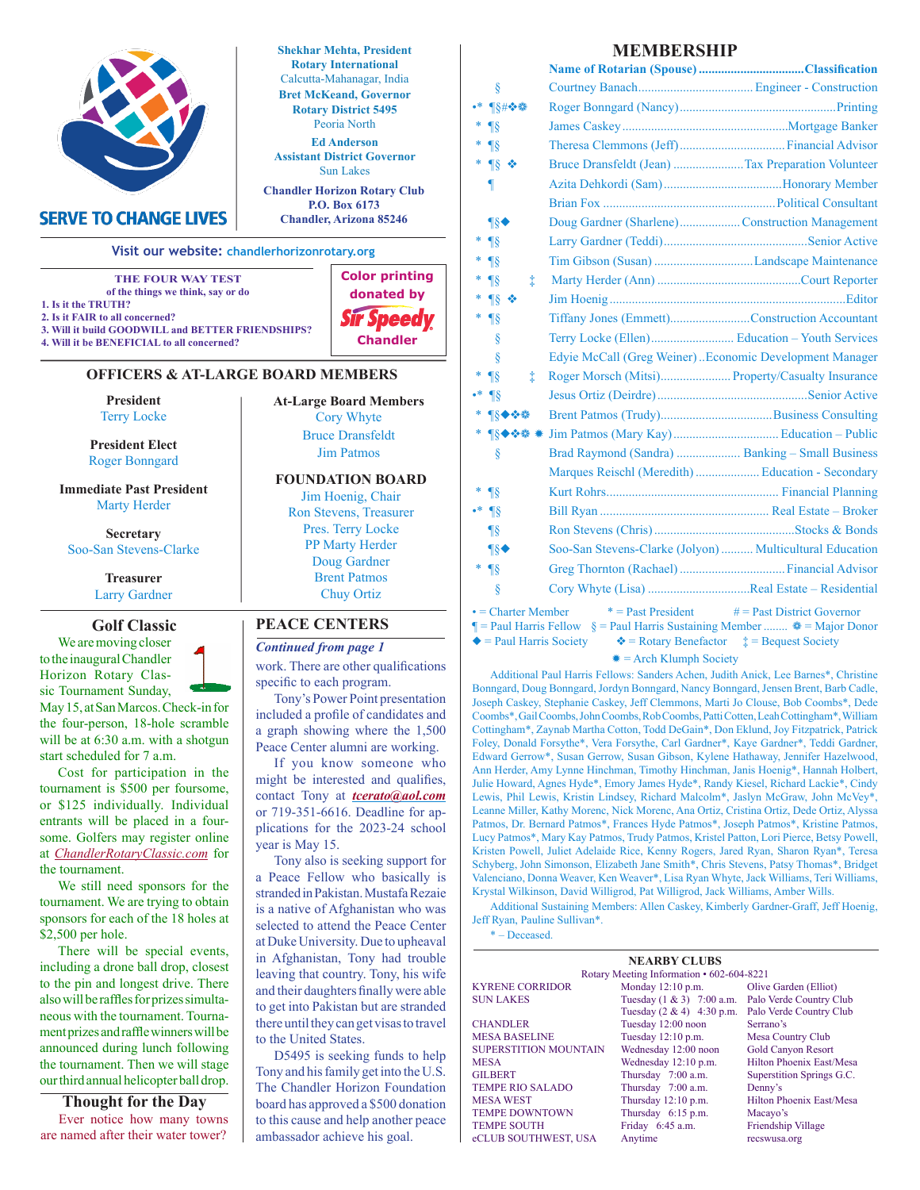SERVE TO CHANGE LIVES

**Shekhar Mehta, President**
**Rotary International**
Calcutta-Mahanagar, India
**Bret McKeand, Governor**
**Rotary District 5495**
Peoria North
**Ed Anderson**
**Assistant District Governor**
Sun Lakes
**Chandler Horizon Rotary Club**
**P.O. Box 6173**
**Chandler, Arizona 85246**

Visit our website: chandlerhorizonrotary.org

**THE FOUR WAY TEST**
**of the things we think, say or do**
1. Is it the TRUTH?
2. Is it FAIR to all concerned?
3. Will it build GOODWILL and BETTER FRIENDSHIPS?
4. Will it be BENEFICIAL to all concerned?

Color printing donated by Sir Speedy Chandler

## OFFICERS & AT-LARGE BOARD MEMBERS

**President**
Terry Locke

**President Elect**
Roger Bonngard

**Immediate Past President**
Marty Herder

**Secretary**
Soo-San Stevens-Clarke

**Treasurer**
Larry Gardner

**At-Large Board Members**
Cory Whyte
Bruce Dransfeldt
Jim Patmos

**FOUNDATION BOARD**
Jim Hoenig, Chair
Ron Stevens, Treasurer
Pres. Terry Locke
PP Marty Herder
Doug Gardner
Brent Patmos
Chuy Ortiz

## Golf Classic

We are moving closer to the inaugural Chandler Horizon Rotary Classic Tournament Sunday, May 15, at San Marcos. Check-in for the four-person, 18-hole scramble will be at 6:30 a.m. with a shotgun start scheduled for 7 a.m.

Cost for participation in the tournament is $500 per foursome, or $125 individually. Individual entrants will be placed in a foursome. Golfers may register online at *ChandlerRotaryClassic.com* for the tournament.

We still need sponsors for the tournament. We are trying to obtain sponsors for each of the 18 holes at $2,500 per hole.

There will be special events, including a drone ball drop, closest to the pin and longest drive. There also will be raffles for prizes simultaneous with the tournament. Tournament prizes and raffle winners will be announced during lunch following the tournament. Then we will stage our third annual helicopter ball drop.

## Thought for the Day

Ever notice how many towns are named after their water tower?

## PEACE CENTERS

*Continued from page 1*

work. There are other qualifications specific to each program.

Tony's Power Point presentation included a profile of candidates and a graph showing where the 1,500 Peace Center alumni are working.

If you know someone who might be interested and qualifies, contact Tony at *tcerato@aol.com* or 719-351-6616. Deadline for applications for the 2023-24 school year is May 15.

Tony also is seeking support for a Peace Fellow who basically is stranded in Pakistan. Mustafa Rezaie is a native of Afghanistan who was selected to attend the Peace Center at Duke University. Due to upheaval in Afghanistan, Tony had trouble leaving that country. Tony, his wife and their daughters finally were able to get into Pakistan but are stranded there until they can get visas to travel to the United States.

D5495 is seeking funds to help Tony and his family get into the U.S. The Chandler Horizon Foundation board has approved a $500 donation to this cause and help another peace ambassador achieve his goal.

## MEMBERSHIP

| | Name of Rotarian (Spouse) | Classification |
|---|---|---|
| § | Courtney Banach | Engineer - Construction |
| •* ¶§#❖✵ | Roger Bonngard (Nancy) | Printing |
| * ¶§ | James Caskey | Mortgage Banker |
| * ¶§ | Theresa Clemmons (Jeff) | Financial Advisor |
| * ¶§ ❖ | Bruce Dransfeldt (Jean) | Tax Preparation Volunteer |
| ¶ | Azita Dehkordi (Sam) | Honorary Member |
| | Brian Fox | Political Consultant |
| ¶§◆ | Doug Gardner (Sharlene) | Construction Management |
| * ¶§ | Larry Gardner (Teddi) | Senior Active |
| * ¶§ | Tim Gibson (Susan) | Landscape Maintenance |
| * ¶§ ‡ | Marty Herder (Ann) | Court Reporter |
| * ¶§ ❖ | Jim Hoenig | Editor |
| * ¶§ | Tiffany Jones (Emmett) | Construction Accountant |
| § | Terry Locke (Ellen) | Education – Youth Services |
| § | Edyie McCall (Greg Weiner) | Economic Development Manager |
| * ¶§ ‡ | Roger Morsch (Mitsi) | Property/Casualty Insurance |
| •* ¶§ | Jesus Ortiz (Deirdre) | Senior Active |
| * ¶§◆❖✵ | Brent Patmos (Trudy) | Business Consulting |
| * ¶§◆❖✵ ✹ | Jim Patmos (Mary Kay) | Education – Public |
| § | Brad Raymond (Sandra) | Banking – Small Business |
| | Marques Reischl (Meredith) | Education - Secondary |
| * ¶§ | Kurt Rohrs | Financial Planning |
| •* ¶§ | Bill Ryan | Real Estate – Broker |
| ¶§ | Ron Stevens (Chris) | Stocks & Bonds |
| ¶§◆ | Soo-San Stevens-Clarke (Jolyon) | Multicultural Education |
| * ¶§ | Greg Thornton (Rachael) | Financial Advisor |
| § | Cory Whyte (Lisa) | Real Estate – Residential |

• = Charter Member * = Past President # = Past District Governor
¶ = Paul Harris Fellow § = Paul Harris Sustaining Member ✵ = Major Donor
◆ = Paul Harris Society ❖ = Rotary Benefactor ‡ = Bequest Society
✹ = Arch Klumph Society

Additional Paul Harris Fellows: Sanders Achen, Judith Anick, Lee Barnes*, Christine Bonngard, Doug Bonngard, Jordyn Bonngard, Nancy Bonngard, Jensen Brent, Barb Cadle, Joseph Caskey, Stephanie Caskey, Jeff Clemmons, Marti Jo Clouse, Bob Coombs*, Dede Coombs*, Gail Coombs, John Coombs, Rob Coombs, Patti Cotten, Leah Cottingham*, William Cottingham*, Zaynab Martha Cotton, Todd DeGain*, Don Eklund, Joy Fitzpatrick, Patrick Foley, Donald Forsythe*, Vera Forsythe, Carl Gardner*, Kaye Gardner*, Teddi Gardner, Edward Gerrow*, Susan Gerrow, Susan Gibson, Kylene Hathaway, Jennifer Hazelwood, Ann Herder, Amy Lynne Hinchman, Timothy Hinchman, Janis Hoenig*, Hannah Holbert, Julie Howard, Agnes Hyde*, Emory James Hyde*, Randy Kiesel, Richard Lackie*, Cindy Lewis, Phil Lewis, Kristin Lindsey, Richard Malcolm*, Jaslyn McGraw, John McVey*, Leanne Miller, Kathy Morenc, Nick Morenc, Ana Ortiz, Cristina Ortiz, Dede Ortiz, Alyssa Patmos, Dr. Bernard Patmos*, Frances Hyde Patmos*, Joseph Patmos*, Kristine Patmos, Lucy Patmos*, Mary Kay Patmos, Trudy Patmos, Kristel Patton, Lori Pierce, Betsy Powell, Kristen Powell, Juliet Adelaide Rice, Kenny Rogers, Jared Ryan, Sharon Ryan*, Teresa Schyberg, John Simonson, Elizabeth Jane Smith*, Chris Stevens, Patsy Thomas*, Bridget Valenciano, Donna Weaver, Ken Weaver*, Lisa Ryan Whyte, Jack Williams, Teri Williams, Krystal Wilkinson, David Willigrod, Pat Willigrod, Jack Williams, Amber Wills.

Additional Sustaining Members: Allen Caskey, Kimberly Gardner-Graff, Jeff Hoenig, Jeff Ryan, Pauline Sullivan*.

* – Deceased.

## NEARBY CLUBS

Rotary Meeting Information • 602-604-8221

| | | |
|---|---|---|
| KYRENE CORRIDOR | Monday 12:10 p.m. | Olive Garden (Elliot) |
| SUN LAKES | Tuesday (1 & 3) 7:00 a.m. | Palo Verde Country Club |
| | Tuesday (2 & 4) 4:30 p.m. | Palo Verde Country Club |
| CHANDLER | Tuesday 12:00 noon | Serrano's |
| MESA BASELINE | Tuesday 12:10 p.m. | Mesa Country Club |
| SUPERSTITION MOUNTAIN | Wednesday 12:00 noon | Gold Canyon Resort |
| MESA | Wednesday 12:10 p.m. | Hilton Phoenix East/Mesa |
| GILBERT | Thursday 7:00 a.m. | Superstition Springs G.C. |
| TEMPE RIO SALADO | Thursday 7:00 a.m. | Denny's |
| MESA WEST | Thursday 12:10 p.m. | Hilton Phoenix East/Mesa |
| TEMPE DOWNTOWN | Thursday 6:15 p.m. | Macayo's |
| TEMPE SOUTH | Friday 6:45 a.m. | Friendship Village |
| eCLUB SOUTHWEST, USA | Anytime | recswusa.org |